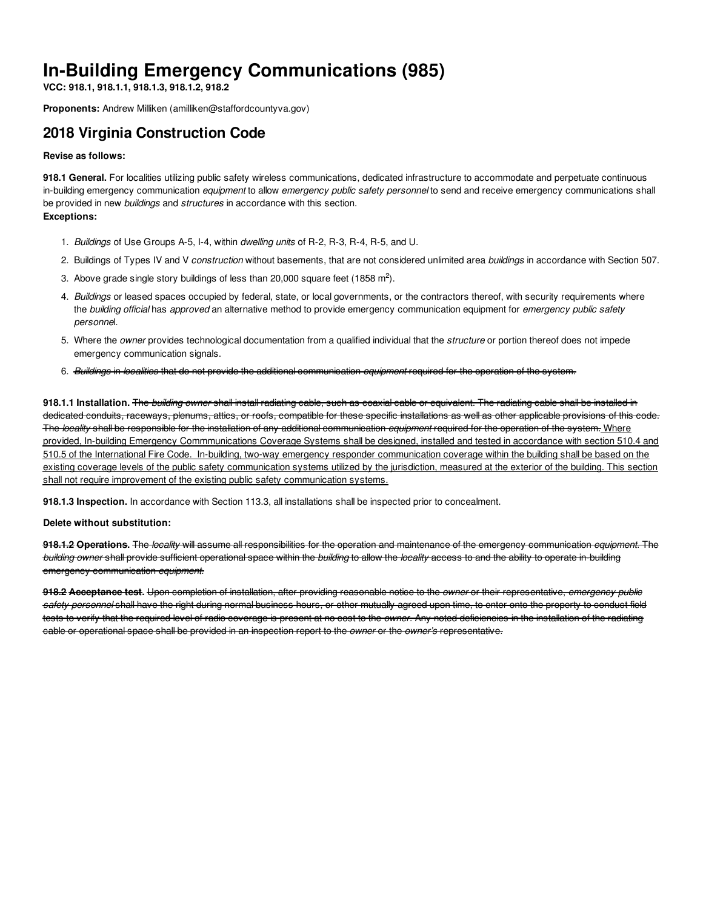# In-Building Emergency Communications (985)

**VCC: 918.1, 918.1.1, 918.1.3, 918.1.2, 918.2**

**Proponents:** Andrew Milliken (amilliken@staffordcountyva.gov)

## 2018 Virginia Construction Code

**Revise as follows:**

**918.1 General.** For localities utilizing public safety wireless communications, dedicated infrastructure to accommodate and perpetuate continuous in-building emergency communication *equipment* to allow *emergency public safety personnel* to send and receive emergency communications shall be provided in new *buildings* and *structures* in accordance with this section.

**Exceptions:**

1. *Buildings* of Use Groups A-5, I-4, within *dwelling units* of R-2, R-3, R-4, R-5, and U.
2. Buildings of Types IV and V *construction* without basements, that are not considered unlimited area *buildings* in accordance with Section 507.
3. Above grade single story buildings of less than 20,000 square feet (1858 $m^2$).
4. *Buildings* or leased spaces occupied by federal, state, or local governments, or the contractors thereof, with security requirements where the *building official* has *approved* an alternative method to provide emergency communication equipment for *emergency public safety personne*l.
5. Where the *owner* provides technological documentation from a qualified individual that the *structure* or portion thereof does not impede emergency communication signals.
6. ~~*Buildings* in *localities* that do not provide the additional communication *equipment* required for the operation of the system.~~

**918.1.1 Installation.** ~~The *building owner* shall install radiating cable, such as coaxial cable or equivalent. The radiating cable shall be installed in dedicated conduits, raceways, plenums, attics, or roofs, compatible for these specific installations as well as other applicable provisions of this code. The *locality* shall be responsible for the installation of any additional communication *equipment* required for the operation of the system.~~ <u>Where provided, In-building Emergency Commmunications Coverage Systems shall be designed, installed and tested in accordance with section 510.4 and 510.5 of the International Fire Code. In-building, two-way emergency responder communication coverage within the building shall be based on the existing coverage levels of the public safety communication systems utilized by the jurisdiction, measured at the exterior of the building. This section shall not require improvement of the existing public safety communication systems.</u>

**918.1.3 Inspection.** In accordance with Section 113.3, all installations shall be inspected prior to concealment.

**Delete without substitution:**

~~**918.1.2 Operations.** The *locality* will assume all responsibilities for the operation and maintenance of the emergency communication *equipment*. The *building owner* shall provide sufficient operational space within the *building* to allow the *locality* access to and the ability to operate in-building emergency communication *equipment*.~~

~~**918.2 Acceptance test.** Upon completion of installation, after providing reasonable notice to the *owner* or their representative, *emergency public safety personnel* shall have the right during normal business hours, or other mutually agreed upon time, to enter onto the property to conduct field tests to verify that the required level of radio coverage is present at no cost to the *owner*. Any noted deficiencies in the installation of the radiating cable or operational space shall be provided in an inspection report to the *owner* or the *owner's* representative.~~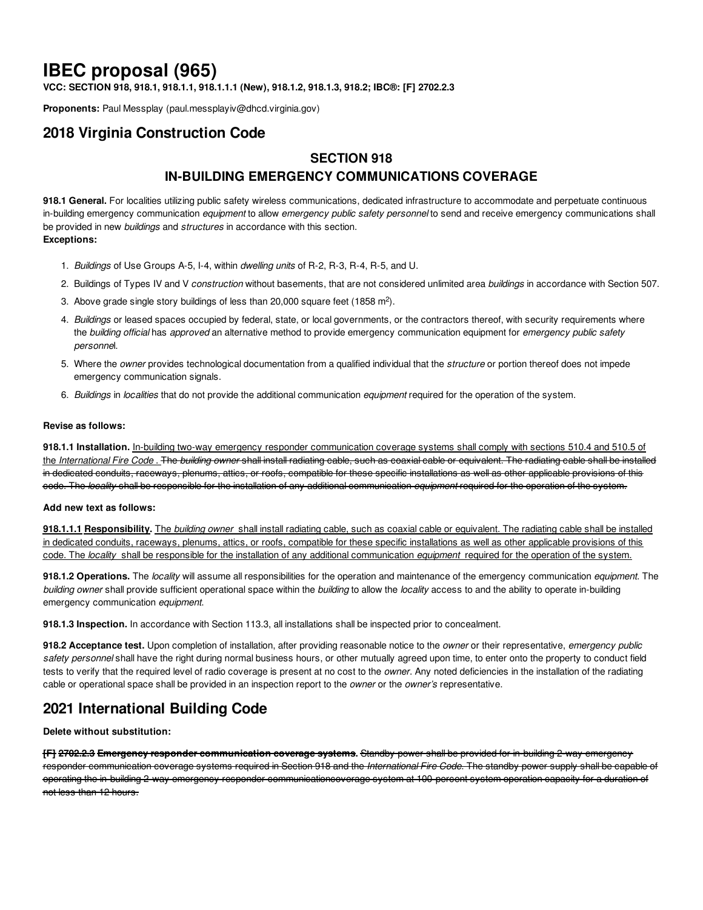# IBEC proposal (965)

**VCC: SECTION 918, 918.1, 918.1.1, 918.1.1.1 (New), 918.1.2, 918.1.3, 918.2; IBC®: [F] 2702.2.3**

**Proponents:** Paul Messplay (paul.messplayiv@dhcd.virginia.gov)

## 2018 Virginia Construction Code

### SECTION 918
### IN-BUILDING EMERGENCY COMMUNICATIONS COVERAGE

**918.1 General.** For localities utilizing public safety wireless communications, dedicated infrastructure to accommodate and perpetuate continuous in-building emergency communication *equipment* to allow *emergency public safety personnel* to send and receive emergency communications shall be provided in new *buildings* and *structures* in accordance with this section.

**Exceptions:**

1. *Buildings* of Use Groups A-5, I-4, within *dwelling units* of R-2, R-3, R-4, R-5, and U.
2. Buildings of Types IV and V *construction* without basements, that are not considered unlimited area *buildings* in accordance with Section 507.
3. Above grade single story buildings of less than 20,000 square feet (1858 $m^2$).
4. *Buildings* or leased spaces occupied by federal, state, or local governments, or the contractors thereof, with security requirements where the *building official* has *approved* an alternative method to provide emergency communication equipment for *emergency public safety personnel*.
5. Where the *owner* provides technological documentation from a qualified individual that the *structure* or portion thereof does not impede emergency communication signals.
6. *Buildings* in *localities* that do not provide the additional communication *equipment* required for the operation of the system.

**Revise as follows:**

**918.1.1 Installation.** <u>In-building two-way emergency responder communication coverage systems shall comply with sections 510.4 and 510.5 of the *International Fire Code* .</u> ~~The *building owner* shall install radiating cable, such as coaxial cable or equivalent. The radiating cable shall be installed in dedicated conduits, raceways, plenums, attics, or roofs, compatible for these specific installations as well as other applicable provisions of this code. The *locality* shall be responsible for the installation of any additional communication *equipment* required for the operation of the system.~~

**Add new text as follows:**

<u>**918.1.1.1 Responsibility.** The *building owner* shall install radiating cable, such as coaxial cable or equivalent. The radiating cable shall be installed in dedicated conduits, raceways, plenums, attics, or roofs, compatible for these specific installations as well as other applicable provisions of this code. The *locality* shall be responsible for the installation of any additional communication *equipment* required for the operation of the system.</u>

**918.1.2 Operations.** The *locality* will assume all responsibilities for the operation and maintenance of the emergency communication *equipment*. The *building owner* shall provide sufficient operational space within the *building* to allow the *locality* access to and the ability to operate in-building emergency communication *equipment*.

**918.1.3 Inspection.** In accordance with Section 113.3, all installations shall be inspected prior to concealment.

**918.2 Acceptance test.** Upon completion of installation, after providing reasonable notice to the *owner* or their representative, *emergency public safety personnel* shall have the right during normal business hours, or other mutually agreed upon time, to enter onto the property to conduct field tests to verify that the required level of radio coverage is present at no cost to the *owner*. Any noted deficiencies in the installation of the radiating cable or operational space shall be provided in an inspection report to the *owner* or the *owner's* representative.

## 2021 International Building Code

**Delete without substitution:**

~~**[F] 2702.2.3 Emergency responder communication coverage systems.** Standby power shall be provided for in-building 2-way emergency responder communication coverage systems required in Section 918 and the *International Fire Code*. The standby power supply shall be capable of operating the in-building 2-way emergency responder communicationcoverage system at 100-percent system operation capacity for a duration of not less than 12 hours.~~